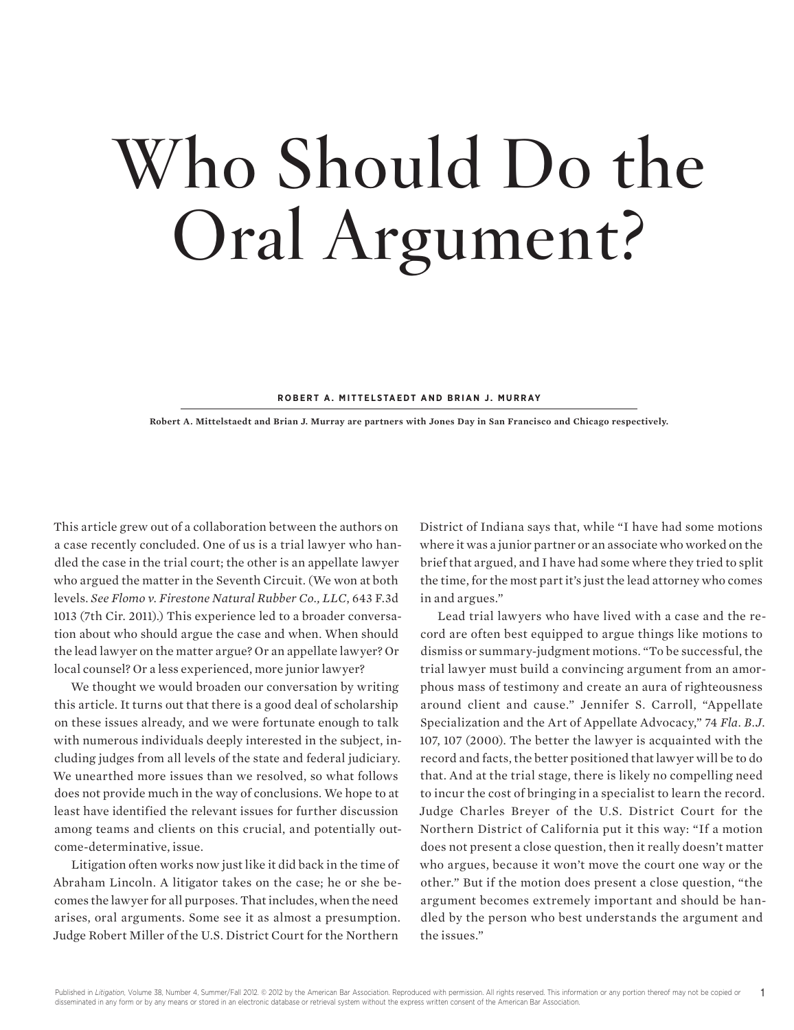# Who Should Do the Oral Argument?

**ROBERT A. MITTELSTAEDT AND BRIAN J. MURRAY**

**Robert A. Mittelstaedt and Brian J. Murray are partners with Jones Day in San Francisco and Chicago respectively.**

This article grew out of a collaboration between the authors on a case recently concluded. One of us is a trial lawyer who handled the case in the trial court; the other is an appellate lawyer who argued the matter in the Seventh Circuit. (We won at both levels. *See Flomo v. Firestone Natural Rubber Co., LLC*, 643 F.3d 1013 (7th Cir. 2011).) This experience led to a broader conversation about who should argue the case and when. When should the lead lawyer on the matter argue? Or an appellate lawyer? Or local counsel? Or a less experienced, more junior lawyer?

We thought we would broaden our conversation by writing this article. It turns out that there is a good deal of scholarship on these issues already, and we were fortunate enough to talk with numerous individuals deeply interested in the subject, including judges from all levels of the state and federal judiciary. We unearthed more issues than we resolved, so what follows does not provide much in the way of conclusions. We hope to at least have identified the relevant issues for further discussion among teams and clients on this crucial, and potentially outcome-determinative, issue.

Litigation often works now just like it did back in the time of Abraham Lincoln. A litigator takes on the case; he or she becomes the lawyer for all purposes. That includes, when the need arises, oral arguments. Some see it as almost a presumption. Judge Robert Miller of the U.S. District Court for the Northern District of Indiana says that, while "I have had some motions where it was a junior partner or an associate who worked on the brief that argued, and I have had some where they tried to split the time, for the most part it's just the lead attorney who comes in and argues."

Lead trial lawyers who have lived with a case and the record are often best equipped to argue things like motions to dismiss or summary-judgment motions. "To be successful, the trial lawyer must build a convincing argument from an amorphous mass of testimony and create an aura of righteousness around client and cause." Jennifer S. Carroll, "Appellate Specialization and the Art of Appellate Advocacy," 74 *Fla. B.J.* 107, 107 (2000). The better the lawyer is acquainted with the record and facts, the better positioned that lawyer will be to do that. And at the trial stage, there is likely no compelling need to incur the cost of bringing in a specialist to learn the record. Judge Charles Breyer of the U.S. District Court for the Northern District of California put it this way: "If a motion does not present a close question, then it really doesn't matter who argues, because it won't move the court one way or the other." But if the motion does present a close question, "the argument becomes extremely important and should be handled by the person who best understands the argument and the issues."

Published in *Litigation*, Volume 38, Number 4, Summer/Fall 2012. © 2012 by the American Bar Association. Reproduced with permission. All rights reserved. This information or any portion thereof may not be copied or disseminated in any form or by any means or stored in an electronic database or retrieval system without the express written consent of the American Bar Association.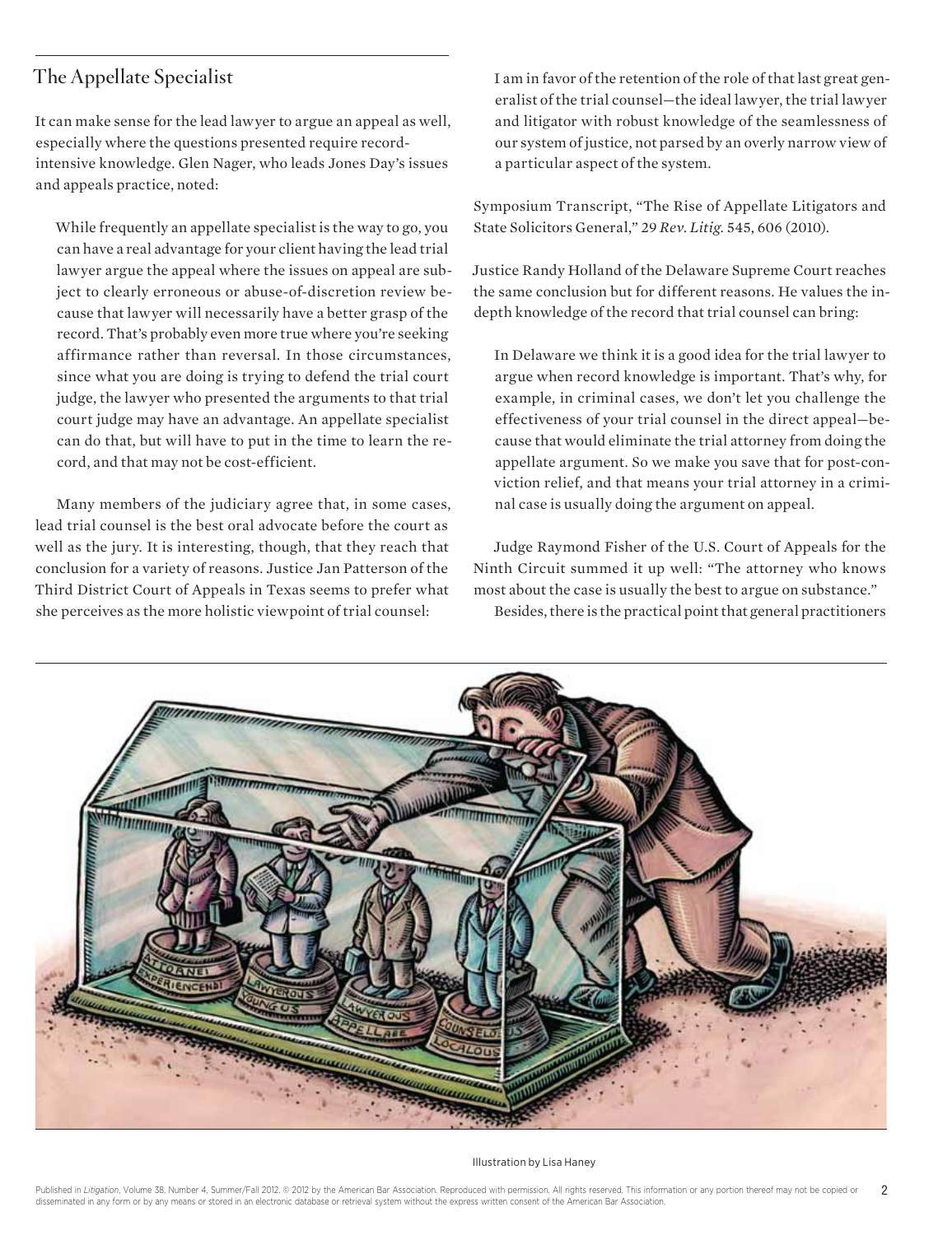## The Appellate Specialist

It can make sense for the lead lawyer to argue an appeal as well, especially where the questions presented require record-intensive knowledge. Glen Nager, who leads Jones Day's issues and appeals practice, noted:

> While frequently an appellate specialist is the way to go, you can have a real advantage for your client having the lead trial lawyer argue the appeal where the issues on appeal are subject to clearly erroneous or abuse-of-discretion review because that lawyer will necessarily have a better grasp of the record. That's probably even more true where you're seeking affirmance rather than reversal. In those circumstances, since what you are doing is trying to defend the trial court judge, the lawyer who presented the arguments to that trial court judge may have an advantage. An appellate specialist can do that, but will have to put in the time to learn the record, and that may not be cost-efficient.

Many members of the judiciary agree that, in some cases, lead trial counsel is the best oral advocate before the court as well as the jury. It is interesting, though, that they reach that conclusion for a variety of reasons. Justice Jan Patterson of the Third District Court of Appeals in Texas seems to prefer what she perceives as the more holistic viewpoint of trial counsel:

> I am in favor of the retention of the role of that last great generalist of the trial counsel—the ideal lawyer, the trial lawyer and litigator with robust knowledge of the seamlessness of our system of justice, not parsed by an overly narrow view of a particular aspect of the system.

Symposium Transcript, "The Rise of Appellate Litigators and State Solicitors General," 29 *Rev. Litig.* 545, 606 (2010).

Justice Randy Holland of the Delaware Supreme Court reaches the same conclusion but for different reasons. He values the in-depth knowledge of the record that trial counsel can bring:

> In Delaware we think it is a good idea for the trial lawyer to argue when record knowledge is important. That's why, for example, in criminal cases, we don't let you challenge the effectiveness of your trial counsel in the direct appeal—because that would eliminate the trial attorney from doing the appellate argument. So we make you save that for post-conviction relief, and that means your trial attorney in a criminal case is usually doing the argument on appeal.

Judge Raymond Fisher of the U.S. Court of Appeals for the Ninth Circuit summed it up well: "The attorney who knows most about the case is usually the best to argue on substance."

Besides, there is the practical point that general practitioners

Illustration by Lisa Haney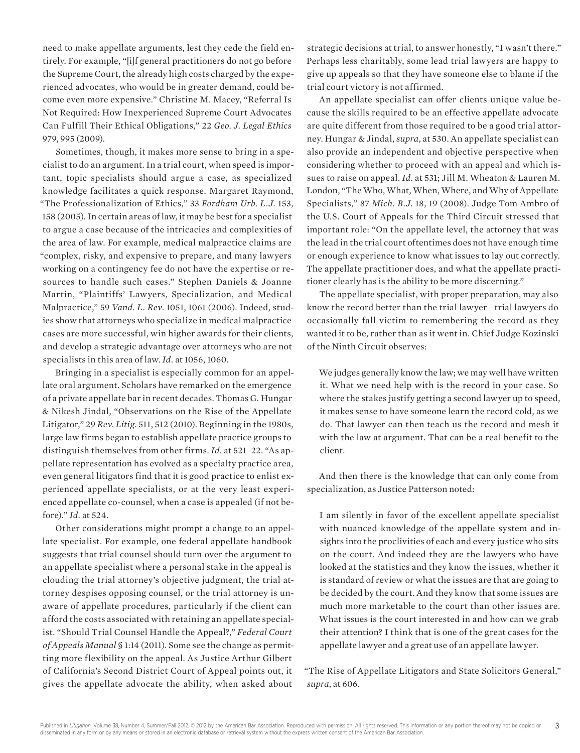need to make appellate arguments, lest they cede the field entirely. For example, "[i]f general practitioners do not go before the Supreme Court, the already high costs charged by the experienced advocates, who would be in greater demand, could become even more expensive." Christine M. Macey, "Referral Is Not Required: How Inexperienced Supreme Court Advocates Can Fulfill Their Ethical Obligations," 22 *Geo. J. Legal Ethics* 979, 995 (2009).

Sometimes, though, it makes more sense to bring in a specialist to do an argument. In a trial court, when speed is important, topic specialists should argue a case, as specialized knowledge facilitates a quick response. Margaret Raymond, "The Professionalization of Ethics," 33 *Fordham Urb. L.J.* 153, 158 (2005). In certain areas of law, it may be best for a specialist to argue a case because of the intricacies and complexities of the area of law. For example, medical malpractice claims are "complex, risky, and expensive to prepare, and many lawyers working on a contingency fee do not have the expertise or resources to handle such cases." Stephen Daniels & Joanne Martin, "Plaintiffs' Lawyers, Specialization, and Medical Malpractice," 59 *Vand. L. Rev.* 1051, 1061 (2006). Indeed, studies show that attorneys who specialize in medical malpractice cases are more successful, win higher awards for their clients, and develop a strategic advantage over attorneys who are not specialists in this area of law. *Id.* at 1056, 1060.

Bringing in a specialist is especially common for an appellate oral argument. Scholars have remarked on the emergence of a private appellate bar in recent decades. Thomas G. Hungar & Nikesh Jindal, "Observations on the Rise of the Appellate Litigator," 29 *Rev. Litig.* 511, 512 (2010). Beginning in the 1980s, large law firms began to establish appellate practice groups to distinguish themselves from other firms. *Id.* at 521–22. "As appellate representation has evolved as a specialty practice area, even general litigators find that it is good practice to enlist experienced appellate specialists, or at the very least experienced appellate co-counsel, when a case is appealed (if not before)." *Id.* at 524.

Other considerations might prompt a change to an appellate specialist. For example, one federal appellate handbook suggests that trial counsel should turn over the argument to an appellate specialist where a personal stake in the appeal is clouding the trial attorney's objective judgment, the trial attorney despises opposing counsel, or the trial attorney is unaware of appellate procedures, particularly if the client can afford the costs associated with retaining an appellate specialist. "Should Trial Counsel Handle the Appeal?," *Federal Court of Appeals Manual* § 1:14 (2011). Some see the change as permitting more flexibility on the appeal. As Justice Arthur Gilbert of California's Second District Court of Appeal points out, it gives the appellate advocate the ability, when asked about strategic decisions at trial, to answer honestly, "I wasn't there." Perhaps less charitably, some lead trial lawyers are happy to give up appeals so that they have someone else to blame if the trial court victory is not affirmed.

An appellate specialist can offer clients unique value because the skills required to be an effective appellate advocate are quite different from those required to be a good trial attorney. Hungar & Jindal, *supra*, at 530. An appellate specialist can also provide an independent and objective perspective when considering whether to proceed with an appeal and which issues to raise on appeal. *Id.* at 531; Jill M. Wheaton & Lauren M. London, "The Who, What, When, Where, and Why of Appellate Specialists," 87 *Mich. B.J.* 18, 19 (2008). Judge Tom Ambro of the U.S. Court of Appeals for the Third Circuit stressed that important role: "On the appellate level, the attorney that was the lead in the trial court oftentimes does not have enough time or enough experience to know what issues to lay out correctly. The appellate practitioner does, and what the appellate practitioner clearly has is the ability to be more discerning."

The appellate specialist, with proper preparation, may also know the record better than the trial lawyer—trial lawyers do occasionally fall victim to remembering the record as they wanted it to be, rather than as it went in. Chief Judge Kozinski of the Ninth Circuit observes:

> We judges generally know the law; we may well have written it. What we need help with is the record in your case. So where the stakes justify getting a second lawyer up to speed, it makes sense to have someone learn the record cold, as we do. That lawyer can then teach us the record and mesh it with the law at argument. That can be a real benefit to the client.

And then there is the knowledge that can only come from specialization, as Justice Patterson noted:

> I am silently in favor of the excellent appellate specialist with nuanced knowledge of the appellate system and insights into the proclivities of each and every justice who sits on the court. And indeed they are the lawyers who have looked at the statistics and they know the issues, whether it is standard of review or what the issues are that are going to be decided by the court. And they know that some issues are much more marketable to the court than other issues are. What issues is the court interested in and how can we grab their attention? I think that is one of the great cases for the appellate lawyer and a great use of an appellate lawyer.

"The Rise of Appellate Litigators and State Solicitors General," *supra*, at 606.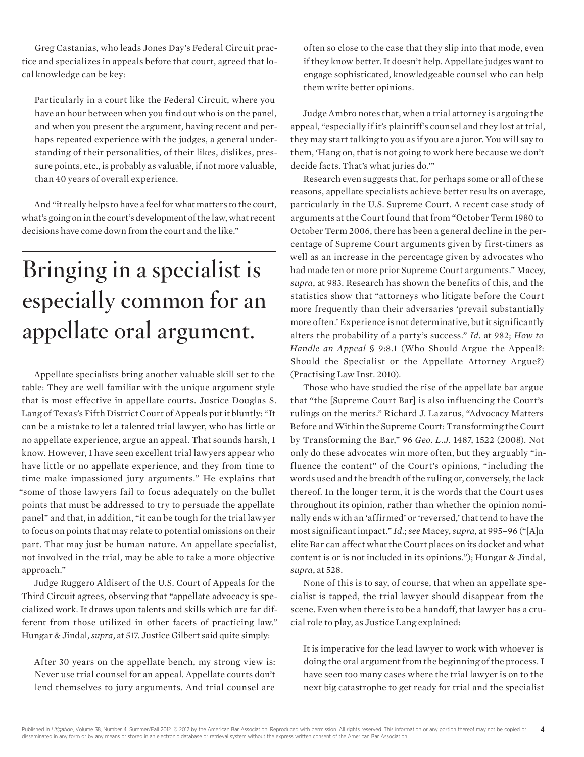Greg Castanias, who leads Jones Day's Federal Circuit practice and specializes in appeals before that court, agreed that local knowledge can be key:

> Particularly in a court like the Federal Circuit, where you have an hour between when you find out who is on the panel, and when you present the argument, having recent and perhaps repeated experience with the judges, a general understanding of their personalities, of their likes, dislikes, pressure points, etc., is probably as valuable, if not more valuable, than 40 years of overall experience.

And "it really helps to have a feel for what matters to the court, what's going on in the court's development of the law, what recent decisions have come down from the court and the like."

## Bringing in a specialist is especially common for an appellate oral argument.

Appellate specialists bring another valuable skill set to the table: They are well familiar with the unique argument style that is most effective in appellate courts. Justice Douglas S. Lang of Texas's Fifth District Court of Appeals put it bluntly: "It can be a mistake to let a talented trial lawyer, who has little or no appellate experience, argue an appeal. That sounds harsh, I know. However, I have seen excellent trial lawyers appear who have little or no appellate experience, and they from time to time make impassioned jury arguments." He explains that "some of those lawyers fail to focus adequately on the bullet points that must be addressed to try to persuade the appellate panel" and that, in addition, "it can be tough for the trial lawyer to focus on points that may relate to potential omissions on their part. That may just be human nature. An appellate specialist, not involved in the trial, may be able to take a more objective approach."

Judge Ruggero Aldisert of the U.S. Court of Appeals for the Third Circuit agrees, observing that "appellate advocacy is specialized work. It draws upon talents and skills which are far different from those utilized in other facets of practicing law." Hungar & Jindal, *supra*, at 517. Justice Gilbert said quite simply:

> After 30 years on the appellate bench, my strong view is: Never use trial counsel for an appeal. Appellate courts don't lend themselves to jury arguments. And trial counsel are often so close to the case that they slip into that mode, even if they know better. It doesn't help. Appellate judges want to engage sophisticated, knowledgeable counsel who can help them write better opinions.

Judge Ambro notes that, when a trial attorney is arguing the appeal, "especially if it's plaintiff's counsel and they lost at trial, they may start talking to you as if you are a juror. You will say to them, 'Hang on, that is not going to work here because we don't decide facts. That's what juries do.'"

Research even suggests that, for perhaps some or all of these reasons, appellate specialists achieve better results on average, particularly in the U.S. Supreme Court. A recent case study of arguments at the Court found that from "October Term 1980 to October Term 2006, there has been a general decline in the percentage of Supreme Court arguments given by first-timers as well as an increase in the percentage given by advocates who had made ten or more prior Supreme Court arguments." Macey, *supra*, at 983. Research has shown the benefits of this, and the statistics show that "attorneys who litigate before the Court more frequently than their adversaries 'prevail substantially more often.' Experience is not determinative, but it significantly alters the probability of a party's success." *Id.* at 982; *How to Handle an Appeal* § 9:8.1 (Who Should Argue the Appeal?: Should the Specialist or the Appellate Attorney Argue?) (Practising Law Inst. 2010).

Those who have studied the rise of the appellate bar argue that "the [Supreme Court Bar] is also influencing the Court's rulings on the merits." Richard J. Lazarus, "Advocacy Matters Before and Within the Supreme Court: Transforming the Court by Transforming the Bar," 96 *Geo. L.J.* 1487, 1522 (2008). Not only do these advocates win more often, but they arguably "influence the content" of the Court's opinions, "including the words used and the breadth of the ruling or, conversely, the lack thereof. In the longer term, it is the words that the Court uses throughout its opinion, rather than whether the opinion nominally ends with an 'affirmed' or 'reversed,' that tend to have the most significant impact." *Id.*; *see* Macey, *supra*, at 995–96 ("[A]n elite Bar can affect what the Court places on its docket and what content is or is not included in its opinions."); Hungar & Jindal, *supra*, at 528.

None of this is to say, of course, that when an appellate specialist is tapped, the trial lawyer should disappear from the scene. Even when there is to be a handoff, that lawyer has a crucial role to play, as Justice Lang explained:

> It is imperative for the lead lawyer to work with whoever is doing the oral argument from the beginning of the process. I have seen too many cases where the trial lawyer is on to the next big catastrophe to get ready for trial and the specialist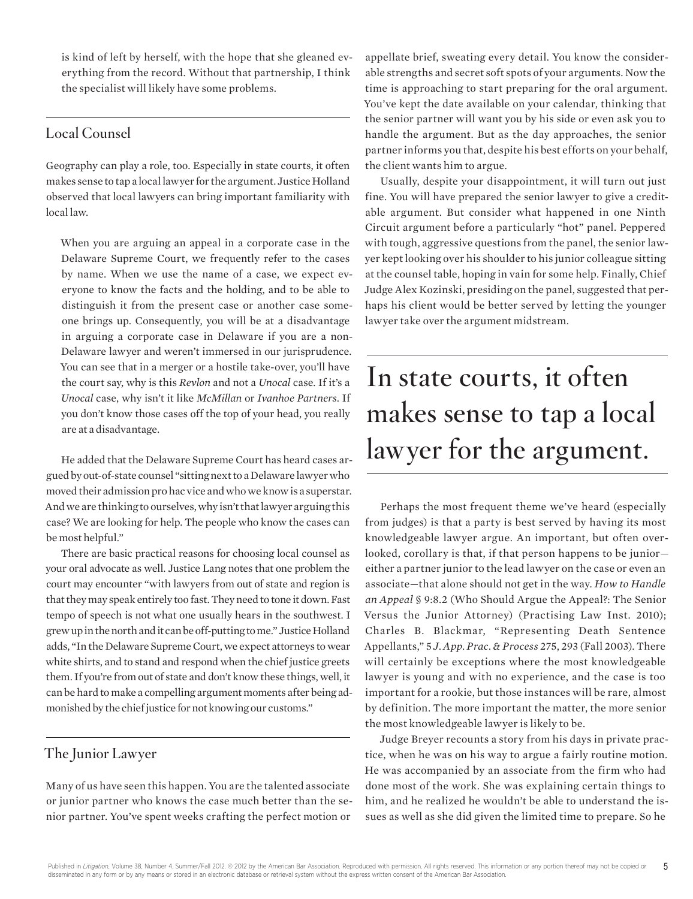is kind of left by herself, with the hope that she gleaned everything from the record. Without that partnership, I think the specialist will likely have some problems.

## Local Counsel

Geography can play a role, too. Especially in state courts, it often makes sense to tap a local lawyer for the argument. Justice Holland observed that local lawyers can bring important familiarity with local law.

> When you are arguing an appeal in a corporate case in the Delaware Supreme Court, we frequently refer to the cases by name. When we use the name of a case, we expect everyone to know the facts and the holding, and to be able to distinguish it from the present case or another case someone brings up. Consequently, you will be at a disadvantage in arguing a corporate case in Delaware if you are a non-Delaware lawyer and weren't immersed in our jurisprudence. You can see that in a merger or a hostile take-over, you'll have the court say, why is this *Revlon* and not a *Unocal* case. If it's a *Unocal* case, why isn't it like *McMillan* or *Ivanhoe Partners*. If you don't know those cases off the top of your head, you really are at a disadvantage.

He added that the Delaware Supreme Court has heard cases argued by out-of-state counsel "sitting next to a Delaware lawyer who moved their admission pro hac vice and who we know is a superstar. And we are thinking to ourselves, why isn't that lawyer arguing this case? We are looking for help. The people who know the cases can be most helpful."

There are basic practical reasons for choosing local counsel as your oral advocate as well. Justice Lang notes that one problem the court may encounter "with lawyers from out of state and region is that they may speak entirely too fast. They need to tone it down. Fast tempo of speech is not what one usually hears in the southwest. I grew up in the north and it can be off-putting to me." Justice Holland adds, "In the Delaware Supreme Court, we expect attorneys to wear white shirts, and to stand and respond when the chief justice greets them. If you're from out of state and don't know these things, well, it can be hard to make a compelling argument moments after being admonished by the chief justice for not knowing our customs."

## The Junior Lawyer

Many of us have seen this happen. You are the talented associate or junior partner who knows the case much better than the senior partner. You've spent weeks crafting the perfect motion or appellate brief, sweating every detail. You know the considerable strengths and secret soft spots of your arguments. Now the time is approaching to start preparing for the oral argument. You've kept the date available on your calendar, thinking that the senior partner will want you by his side or even ask you to handle the argument. But as the day approaches, the senior partner informs you that, despite his best efforts on your behalf, the client wants him to argue.

Usually, despite your disappointment, it will turn out just fine. You will have prepared the senior lawyer to give a creditable argument. But consider what happened in one Ninth Circuit argument before a particularly "hot" panel. Peppered with tough, aggressive questions from the panel, the senior lawyer kept looking over his shoulder to his junior colleague sitting at the counsel table, hoping in vain for some help. Finally, Chief Judge Alex Kozinski, presiding on the panel, suggested that perhaps his client would be better served by letting the younger lawyer take over the argument midstream.

> **In state courts, it often makes sense to tap a local lawyer for the argument.**

Perhaps the most frequent theme we've heard (especially from judges) is that a party is best served by having its most knowledgeable lawyer argue. An important, but often overlooked, corollary is that, if that person happens to be junior—either a partner junior to the lead lawyer on the case or even an associate—that alone should not get in the way. *How to Handle an Appeal* § 9:8.2 (Who Should Argue the Appeal?: The Senior Versus the Junior Attorney) (Practising Law Inst. 2010); Charles B. Blackmar, "Representing Death Sentence Appellants," 5 *J. App. Prac. & Process* 275, 293 (Fall 2003). There will certainly be exceptions where the most knowledgeable lawyer is young and with no experience, and the case is too important for a rookie, but those instances will be rare, almost by definition. The more important the matter, the more senior the most knowledgeable lawyer is likely to be.

Judge Breyer recounts a story from his days in private practice, when he was on his way to argue a fairly routine motion. He was accompanied by an associate from the firm who had done most of the work. She was explaining certain things to him, and he realized he wouldn't be able to understand the issues as well as she did given the limited time to prepare. So he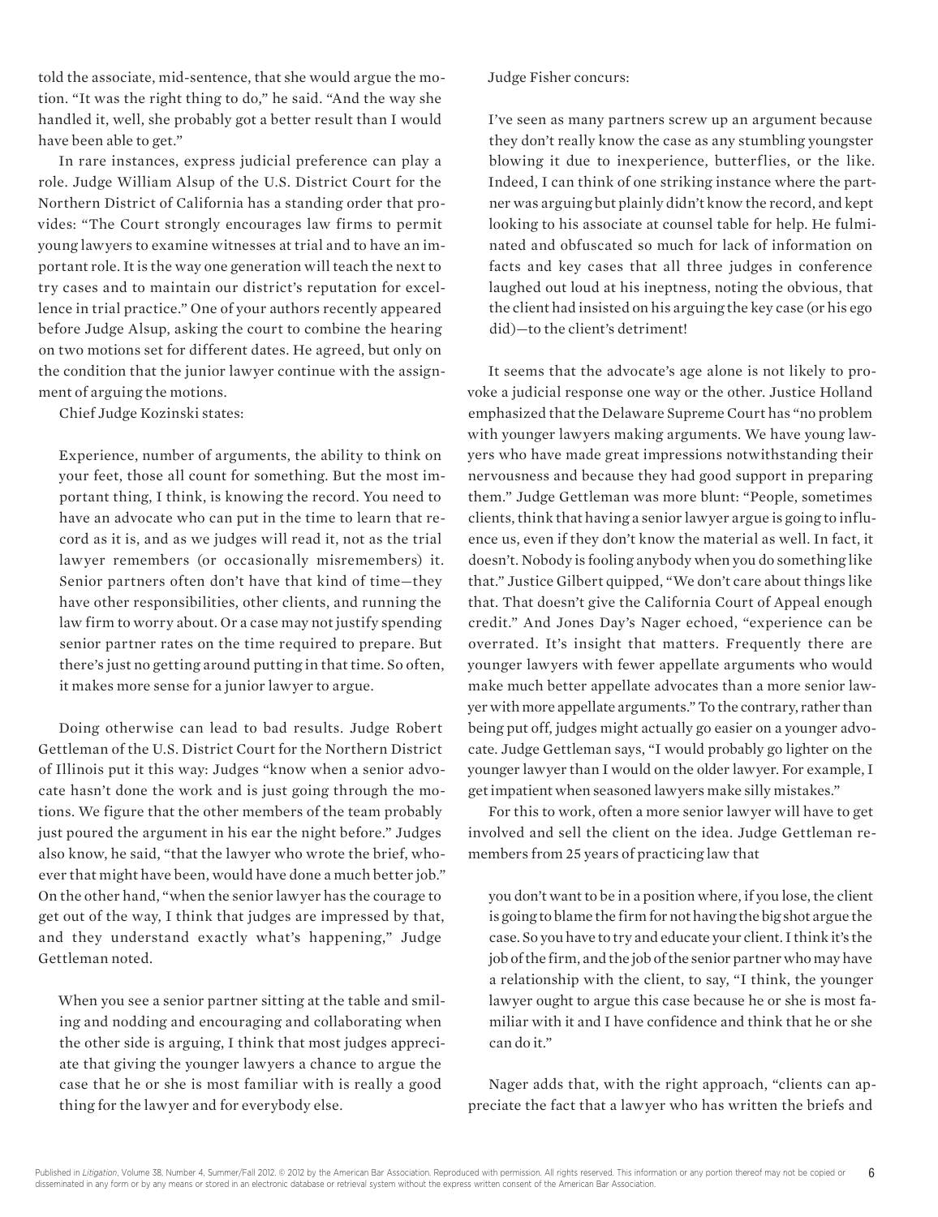told the associate, mid-sentence, that she would argue the motion. "It was the right thing to do," he said. "And the way she handled it, well, she probably got a better result than I would have been able to get."

In rare instances, express judicial preference can play a role. Judge William Alsup of the U.S. District Court for the Northern District of California has a standing order that provides: "The Court strongly encourages law firms to permit young lawyers to examine witnesses at trial and to have an important role. It is the way one generation will teach the next to try cases and to maintain our district's reputation for excellence in trial practice." One of your authors recently appeared before Judge Alsup, asking the court to combine the hearing on two motions set for different dates. He agreed, but only on the condition that the junior lawyer continue with the assignment of arguing the motions.

Chief Judge Kozinski states:

> Experience, number of arguments, the ability to think on your feet, those all count for something. But the most important thing, I think, is knowing the record. You need to have an advocate who can put in the time to learn that record as it is, and as we judges will read it, not as the trial lawyer remembers (or occasionally misremembers) it. Senior partners often don't have that kind of time—they have other responsibilities, other clients, and running the law firm to worry about. Or a case may not justify spending senior partner rates on the time required to prepare. But there's just no getting around putting in that time. So often, it makes more sense for a junior lawyer to argue.

Doing otherwise can lead to bad results. Judge Robert Gettleman of the U.S. District Court for the Northern District of Illinois put it this way: Judges "know when a senior advocate hasn't done the work and is just going through the motions. We figure that the other members of the team probably just poured the argument in his ear the night before." Judges also know, he said, "that the lawyer who wrote the brief, whoever that might have been, would have done a much better job." On the other hand, "when the senior lawyer has the courage to get out of the way, I think that judges are impressed by that, and they understand exactly what's happening," Judge Gettleman noted.

> When you see a senior partner sitting at the table and smiling and nodding and encouraging and collaborating when the other side is arguing, I think that most judges appreciate that giving the younger lawyers a chance to argue the case that he or she is most familiar with is really a good thing for the lawyer and for everybody else.

Judge Fisher concurs:

> I've seen as many partners screw up an argument because they don't really know the case as any stumbling youngster blowing it due to inexperience, butterflies, or the like. Indeed, I can think of one striking instance where the partner was arguing but plainly didn't know the record, and kept looking to his associate at counsel table for help. He fulminated and obfuscated so much for lack of information on facts and key cases that all three judges in conference laughed out loud at his ineptness, noting the obvious, that the client had insisted on his arguing the key case (or his ego did)—to the client's detriment!

It seems that the advocate's age alone is not likely to provoke a judicial response one way or the other. Justice Holland emphasized that the Delaware Supreme Court has "no problem with younger lawyers making arguments. We have young lawyers who have made great impressions notwithstanding their nervousness and because they had good support in preparing them." Judge Gettleman was more blunt: "People, sometimes clients, think that having a senior lawyer argue is going to influence us, even if they don't know the material as well. In fact, it doesn't. Nobody is fooling anybody when you do something like that." Justice Gilbert quipped, "We don't care about things like that. That doesn't give the California Court of Appeal enough credit." And Jones Day's Nager echoed, "experience can be overrated. It's insight that matters. Frequently there are younger lawyers with fewer appellate arguments who would make much better appellate advocates than a more senior lawyer with more appellate arguments." To the contrary, rather than being put off, judges might actually go easier on a younger advocate. Judge Gettleman says, "I would probably go lighter on the younger lawyer than I would on the older lawyer. For example, I get impatient when seasoned lawyers make silly mistakes."

For this to work, often a more senior lawyer will have to get involved and sell the client on the idea. Judge Gettleman remembers from 25 years of practicing law that

> you don't want to be in a position where, if you lose, the client is going to blame the firm for not having the big shot argue the case. So you have to try and educate your client. I think it's the job of the firm, and the job of the senior partner who may have a relationship with the client, to say, "I think, the younger lawyer ought to argue this case because he or she is most familiar with it and I have confidence and think that he or she can do it."

Nager adds that, with the right approach, "clients can appreciate the fact that a lawyer who has written the briefs and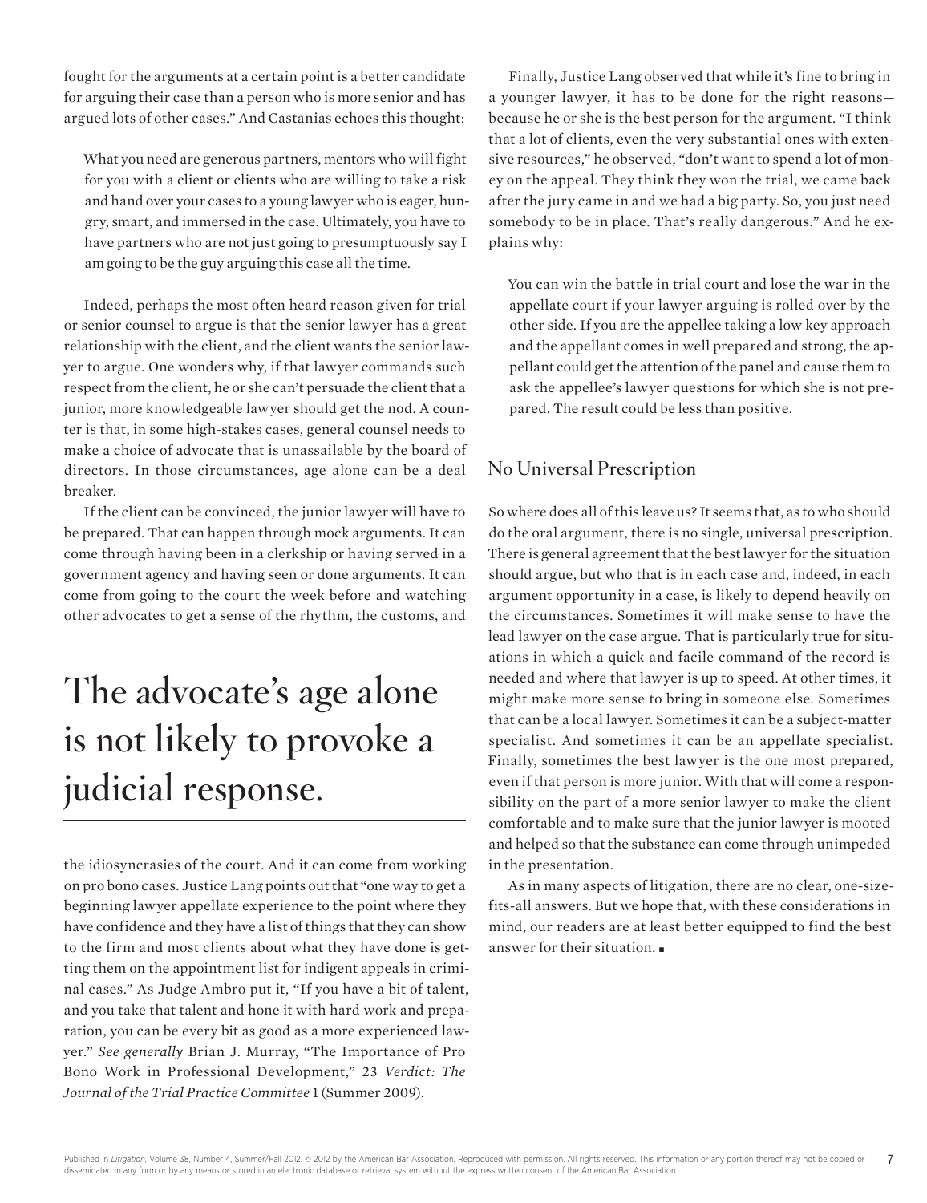fought for the arguments at a certain point is a better candidate for arguing their case than a person who is more senior and has argued lots of other cases." And Castanias echoes this thought:

> What you need are generous partners, mentors who will fight for you with a client or clients who are willing to take a risk and hand over your cases to a young lawyer who is eager, hungry, smart, and immersed in the case. Ultimately, you have to have partners who are not just going to presumptuously say I am going to be the guy arguing this case all the time.

Indeed, perhaps the most often heard reason given for trial or senior counsel to argue is that the senior lawyer has a great relationship with the client, and the client wants the senior lawyer to argue. One wonders why, if that lawyer commands such respect from the client, he or she can't persuade the client that a junior, more knowledgeable lawyer should get the nod. A counter is that, in some high-stakes cases, general counsel needs to make a choice of advocate that is unassailable by the board of directors. In those circumstances, age alone can be a deal breaker.

If the client can be convinced, the junior lawyer will have to be prepared. That can happen through mock arguments. It can come through having been in a clerkship or having served in a government agency and having seen or done arguments. It can come from going to the court the week before and watching other advocates to get a sense of the rhythm, the customs, and the idiosyncrasies of the court. And it can come from working on pro bono cases. Justice Lang points out that "one way to get a beginning lawyer appellate experience to the point where they have confidence and they have a list of things that they can show to the firm and most clients about what they have done is getting them on the appointment list for indigent appeals in criminal cases." As Judge Ambro put it, "If you have a bit of talent, and you take that talent and hone it with hard work and preparation, you can be every bit as good as a more experienced lawyer." *See generally* Brian J. Murray, "The Importance of Pro Bono Work in Professional Development," 23 *Verdict: The Journal of the Trial Practice Committee* 1 (Summer 2009).

> **The advocate's age alone is not likely to provoke a judicial response.**

Finally, Justice Lang observed that while it's fine to bring in a younger lawyer, it has to be done for the right reasons—because he or she is the best person for the argument. "I think that a lot of clients, even the very substantial ones with extensive resources," he observed, "don't want to spend a lot of money on the appeal. They think they won the trial, we came back after the jury came in and we had a big party. So, you just need somebody to be in place. That's really dangerous." And he explains why:

> You can win the battle in trial court and lose the war in the appellate court if your lawyer arguing is rolled over by the other side. If you are the appellee taking a low key approach and the appellant comes in well prepared and strong, the appellant could get the attention of the panel and cause them to ask the appellee's lawyer questions for which she is not prepared. The result could be less than positive.

## No Universal Prescription

So where does all of this leave us? It seems that, as to who should do the oral argument, there is no single, universal prescription. There is general agreement that the best lawyer for the situation should argue, but who that is in each case and, indeed, in each argument opportunity in a case, is likely to depend heavily on the circumstances. Sometimes it will make sense to have the lead lawyer on the case argue. That is particularly true for situations in which a quick and facile command of the record is needed and where that lawyer is up to speed. At other times, it might make more sense to bring in someone else. Sometimes that can be a local lawyer. Sometimes it can be a subject-matter specialist. And sometimes it can be an appellate specialist. Finally, sometimes the best lawyer is the one most prepared, even if that person is more junior. With that will come a responsibility on the part of a more senior lawyer to make the client comfortable and to make sure that the junior lawyer is mooted and helped so that the substance can come through unimpeded in the presentation.

As in many aspects of litigation, there are no clear, one-size-fits-all answers. But we hope that, with these considerations in mind, our readers are at least better equipped to find the best answer for their situation. ■

Published in *Litigation*, Volume 38, Number 4, Summer/Fall 2012. © 2012 by the American Bar Association. Reproduced with permission. All rights reserved. This information or any portion thereof may not be copied or disseminated in any form or by any means or stored in an electronic database or retrieval system without the express written consent of the American Bar Association.